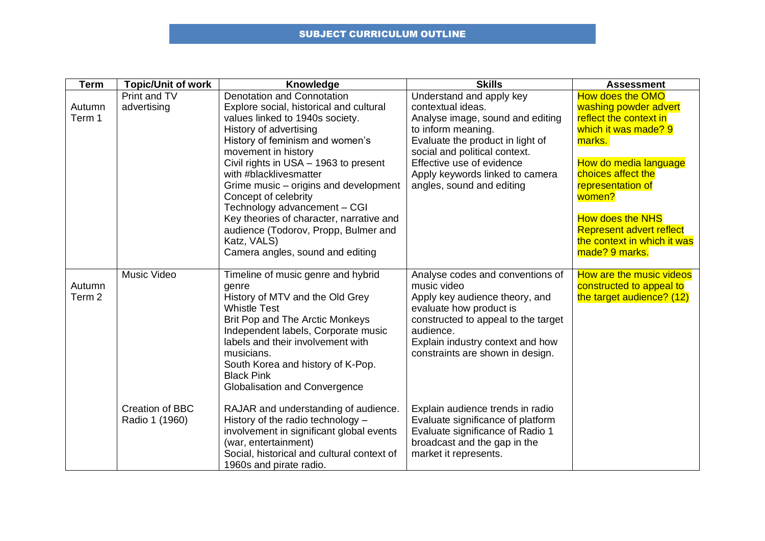# SUBJECT CURRICULUM OUTLINE

| Term | Topic/Unit of work | Knowledge | Skills | Assessment |
|---|---|---|---|---|
| Autumn Term 1 | Print and TV advertising | Denotation and Connotation<br>Explore social, historical and cultural values linked to 1940s society.<br>History of advertising<br>History of feminism and women's movement in history<br>Civil rights in USA – 1963 to present with #blacklivesmatter<br>Grime music – origins and development<br>Concept of celebrity<br>Technology advancement – CGI<br>Key theories of character, narrative and audience (Todorov, Propp, Bulmer and Katz, VALS)<br>Camera angles, sound and editing | Understand and apply key contextual ideas.<br>Analyse image, sound and editing to inform meaning.<br>Evaluate the product in light of social and political context.<br>Effective use of evidence<br>Apply keywords linked to camera angles, sound and editing | How does the OMO washing powder advert reflect the context in which it was made? 9 marks.<br><br>How do media language choices affect the representation of women?<br><br>How does the NHS Represent advert reflect the context in which it was made? 9 marks. |
| Autumn Term 2 | Music Video | Timeline of music genre and hybrid genre<br>History of MTV and the Old Grey Whistle Test<br>Brit Pop and The Arctic Monkeys<br>Independent labels, Corporate music labels and their involvement with musicians.<br>South Korea and history of K-Pop.<br>Black Pink<br>Globalisation and Convergence | Analyse codes and conventions of music video<br>Apply key audience theory, and evaluate how product is constructed to appeal to the target audience.<br>Explain industry context and how constraints are shown in design. | How are the music videos constructed to appeal to the target audience? (12) |
| | Creation of BBC Radio 1 (1960) | RAJAR and understanding of audience.<br>History of the radio technology – involvement in significant global events (war, entertainment)<br>Social, historical and cultural context of 1960s and pirate radio. | Explain audience trends in radio<br>Evaluate significance of platform<br>Evaluate significance of Radio 1 broadcast and the gap in the market it represents. | |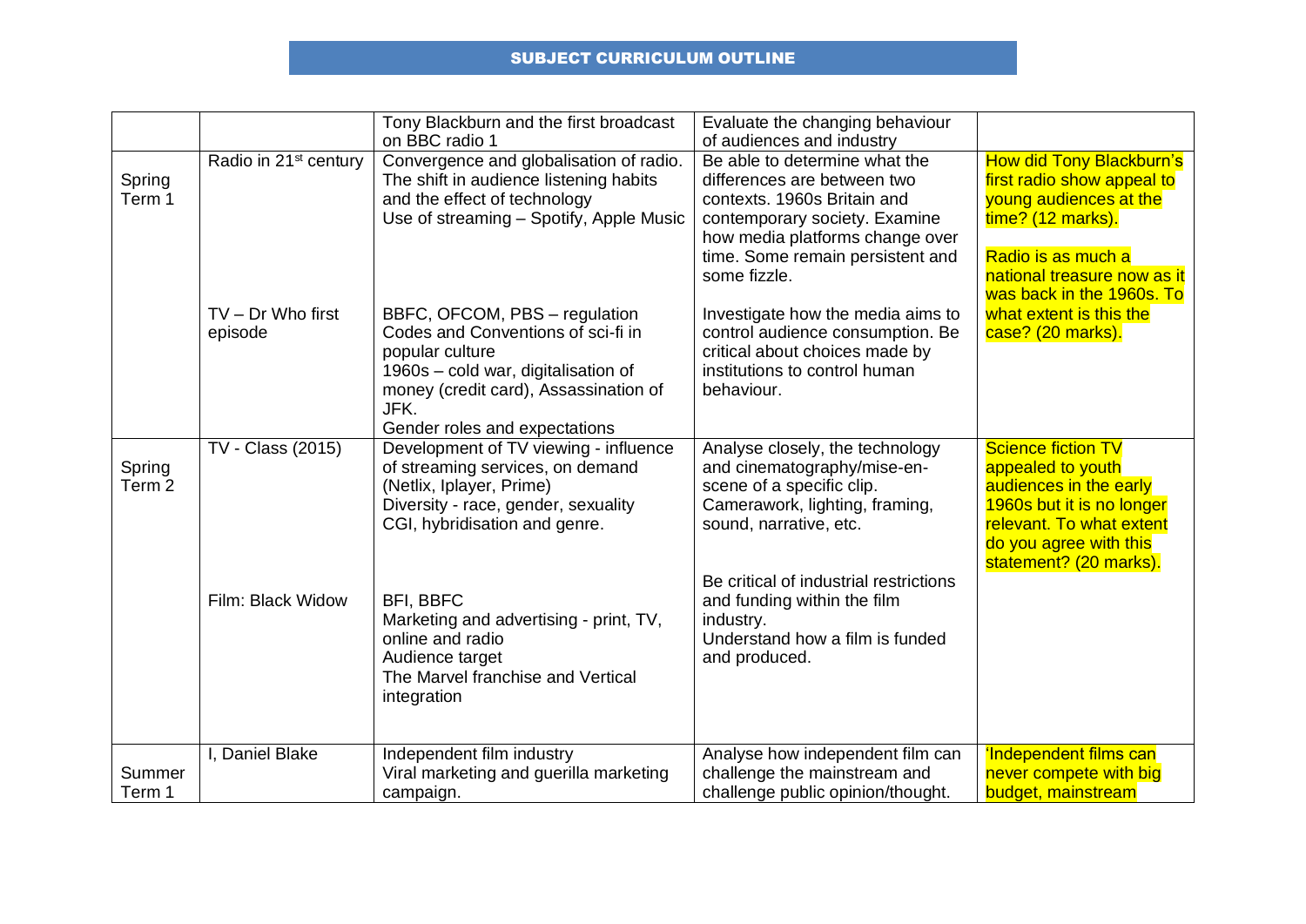## SUBJECT CURRICULUM OUTLINE

| | | | | |
|---|---|---|---|---|
| | | Tony Blackburn and the first broadcast on BBC radio 1 | Evaluate the changing behaviour of audiences and industry | |
| Spring Term 1 | Radio in 21st century | Convergence and globalisation of radio. The shift in audience listening habits and the effect of technology Use of streaming – Spotify, Apple Music | Be able to determine what the differences are between two contexts. 1960s Britain and contemporary society. Examine how media platforms change over time. Some remain persistent and some fizzle. | How did Tony Blackburn's first radio show appeal to young audiences at the time? (12 marks). Radio is as much a national treasure now as it was back in the 1960s. To what extent is this the case? (20 marks). |
| | TV – Dr Who first episode | BBFC, OFCOM, PBS – regulation Codes and Conventions of sci-fi in popular culture 1960s – cold war, digitalisation of money (credit card), Assassination of JFK. Gender roles and expectations | Investigate how the media aims to control audience consumption. Be critical about choices made by institutions to control human behaviour. | |
| Spring Term 2 | TV - Class (2015) | Development of TV viewing - influence of streaming services, on demand (Netlix, Iplayer, Prime) Diversity - race, gender, sexuality CGI, hybridisation and genre. | Analyse closely, the technology and cinematography/mise-en-scene of a specific clip. Camerawork, lighting, framing, sound, narrative, etc. | Science fiction TV appealed to youth audiences in the early 1960s but it is no longer relevant. To what extent do you agree with this statement? (20 marks). |
| | Film: Black Widow | BFI, BBFC Marketing and advertising - print, TV, online and radio Audience target The Marvel franchise and Vertical integration | Be critical of industrial restrictions and funding within the film industry. Understand how a film is funded and produced. | |
| Summer Term 1 | I, Daniel Blake | Independent film industry Viral marketing and guerilla marketing campaign. | Analyse how independent film can challenge the mainstream and challenge public opinion/thought. | 'Independent films can never compete with big budget, mainstream |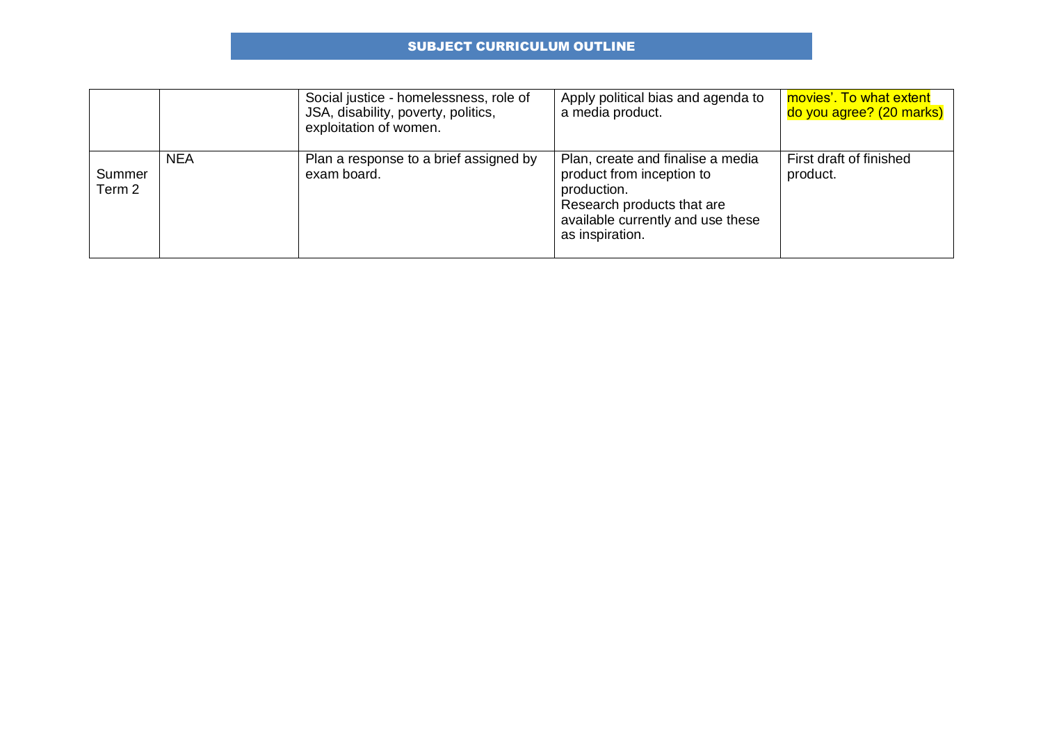## SUBJECT CURRICULUM OUTLINE

| | | | | |
|---|---|---|---|---|
| | | Social justice - homelessness, role of JSA, disability, poverty, politics, exploitation of women. | Apply political bias and agenda to a media product. | movies'. To what extent do you agree? (20 marks) |
| Summer Term 2 | NEA | Plan a response to a brief assigned by exam board. | Plan, create and finalise a media product from inception to production.<br>Research products that are available currently and use these as inspiration. | First draft of finished product. |